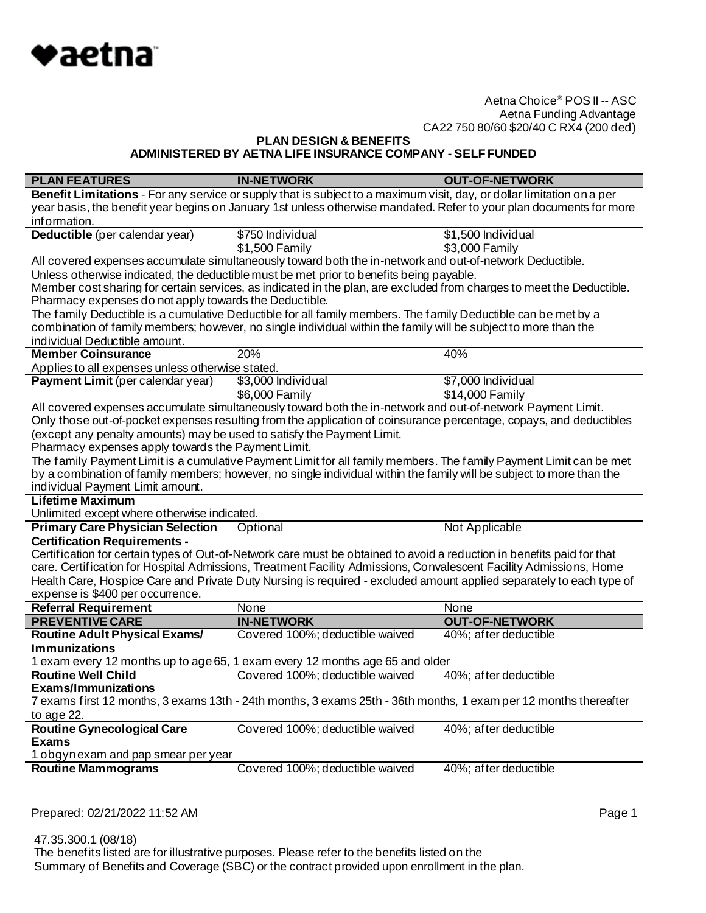aetna

Aetna Choice® POS II -- ASC
Aetna Funding Advantage
CA22 750 80/60 $20/40 C RX4 (200 ded)

**PLAN DESIGN & BENEFITS**
**ADMINISTERED BY AETNA LIFE INSURANCE COMPANY - SELF FUNDED**

| PLAN FEATURES | IN-NETWORK | OUT-OF-NETWORK |
|---|---|---|
| **Benefit Limitations** - For any service or supply that is subject to a maximum visit, day, or dollar limitation on a per year basis, the benefit year begins on January 1st unless otherwise mandated. Refer to your plan documents for more information. | | |
| **Deductible** (per calendar year) | $750 Individual<br>$1,500 Family | $1,500 Individual<br>$3,000 Family |
| All covered expenses accumulate simultaneously toward both the in-network and out-of-network Deductible.<br>Unless otherwise indicated, the deductible must be met prior to benefits being payable.<br>Member cost sharing for certain services, as indicated in the plan, are excluded from charges to meet the Deductible.<br>Pharmacy expenses do not apply towards the Deductible.<br>The family Deductible is a cumulative Deductible for all family members. The family Deductible can be met by a combination of family members; however, no single individual within the family will be subject to more than the individual Deductible amount. | | |
| **Member Coinsurance** | 20% | 40% |
| Applies to all expenses unless otherwise stated. | | |
| **Payment Limit** (per calendar year) | $3,000 Individual<br>$6,000 Family | $7,000 Individual<br>$14,000 Family |
| All covered expenses accumulate simultaneously toward both the in-network and out-of-network Payment Limit.<br>Only those out-of-pocket expenses resulting from the application of coinsurance percentage, copays, and deductibles (except any penalty amounts) may be used to satisfy the Payment Limit.<br>Pharmacy expenses apply towards the Payment Limit.<br>The family Payment Limit is a cumulative Payment Limit for all family members. The family Payment Limit can be met by a combination of family members; however, no single individual within the family will be subject to more than the individual Payment Limit amount. | | |
| **Lifetime Maximum** | | |
| Unlimited except where otherwise indicated. | | |
| **Primary Care Physician Selection** | Optional | Not Applicable |
| **Certification Requirements -** | | |
| Certification for certain types of Out-of-Network care must be obtained to avoid a reduction in benefits paid for that care. Certification for Hospital Admissions, Treatment Facility Admissions, Convalescent Facility Admissions, Home Health Care, Hospice Care and Private Duty Nursing is required - excluded amount applied separately to each type of expense is $400 per occurrence. | | |
| **Referral Requirement** | None | None |
| **PREVENTIVE CARE** | **IN-NETWORK** | **OUT-OF-NETWORK** |
| **Routine Adult Physical Exams/ Immunizations** | Covered 100%; deductible waived | 40%; after deductible |
| 1 exam every 12 months up to age 65, 1 exam every 12 months age 65 and older | | |
| **Routine Well Child Exams/Immunizations** | Covered 100%; deductible waived | 40%; after deductible |
| 7 exams first 12 months, 3 exams 13th - 24th months, 3 exams 25th - 36th months, 1 exam per 12 months thereafter to age 22. | | |
| **Routine Gynecological Care Exams** | Covered 100%; deductible waived | 40%; after deductible |
| 1 obgyn exam and pap smear per year | | |
| **Routine Mammograms** | Covered 100%; deductible waived | 40%; after deductible |

Prepared: 02/21/2022 11:52 AM

47.35.300.1 (08/18)
The benefits listed are for illustrative purposes. Please refer to the benefits listed on the Summary of Benefits and Coverage (SBC) or the contract provided upon enrollment in the plan.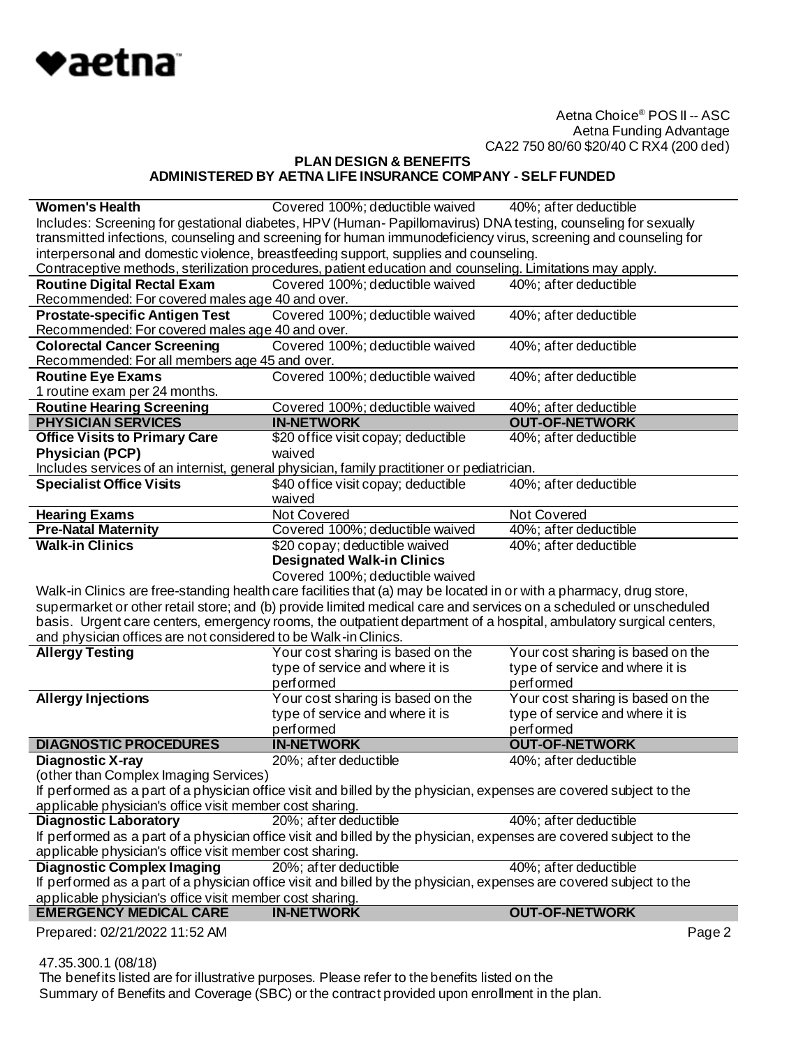Aetna Choice® POS II -- ASC
Aetna Funding Advantage
CA22 750 80/60 $20/40 C RX4 (200 ded)

**PLAN DESIGN & BENEFITS**
**ADMINISTERED BY AETNA LIFE INSURANCE COMPANY - SELF FUNDED**

| | | |
|---|---|---|
| **Women's Health** | Covered 100%; deductible waived | 40%; after deductible |
| Includes: Screening for gestational diabetes, HPV (Human- Papillomavirus) DNA testing, counseling for sexually transmitted infections, counseling and screening for human immunodeficiency virus, screening and counseling for interpersonal and domestic violence, breastfeeding support, supplies and counseling. Contraceptive methods, sterilization procedures, patient education and counseling. Limitations may apply. | | |
| **Routine Digital Rectal Exam** | Covered 100%; deductible waived | 40%; after deductible |
| Recommended: For covered males age 40 and over. | | |
| **Prostate-specific Antigen Test** | Covered 100%; deductible waived | 40%; after deductible |
| Recommended: For covered males age 40 and over. | | |
| **Colorectal Cancer Screening** | Covered 100%; deductible waived | 40%; after deductible |
| Recommended: For all members age 45 and over. | | |
| **Routine Eye Exams** | Covered 100%; deductible waived | 40%; after deductible |
| 1 routine exam per 24 months. | | |
| **Routine Hearing Screening** | Covered 100%; deductible waived | 40%; after deductible |
| **PHYSICIAN SERVICES** | **IN-NETWORK** | **OUT-OF-NETWORK** |
| **Office Visits to Primary Care Physician (PCP)** | $20 office visit copay; deductible waived | 40%; after deductible |
| Includes services of an internist, general physician, family practitioner or pediatrician. | | |
| **Specialist Office Visits** | $40 office visit copay; deductible waived | 40%; after deductible |
| **Hearing Exams** | Not Covered | Not Covered |
| **Pre-Natal Maternity** | Covered 100%; deductible waived | 40%; after deductible |
| **Walk-in Clinics** | $20 copay; deductible waived<br>**Designated Walk-in Clinics**<br>Covered 100%; deductible waived | 40%; after deductible |
| Walk-in Clinics are free-standing health care facilities that (a) may be located in or with a pharmacy, drug store, supermarket or other retail store; and (b) provide limited medical care and services on a scheduled or unscheduled basis. Urgent care centers, emergency rooms, the outpatient department of a hospital, ambulatory surgical centers, and physician offices are not considered to be Walk-in Clinics. | | |
| **Allergy Testing** | Your cost sharing is based on the type of service and where it is performed | Your cost sharing is based on the type of service and where it is performed |
| **Allergy Injections** | Your cost sharing is based on the type of service and where it is performed | Your cost sharing is based on the type of service and where it is performed |
| **DIAGNOSTIC PROCEDURES** | **IN-NETWORK** | **OUT-OF-NETWORK** |
| **Diagnostic X-ray** (other than Complex Imaging Services) | 20%; after deductible | 40%; after deductible |
| If performed as a part of a physician office visit and billed by the physician, expenses are covered subject to the applicable physician's office visit member cost sharing. | | |
| **Diagnostic Laboratory** | 20%; after deductible | 40%; after deductible |
| If performed as a part of a physician office visit and billed by the physician, expenses are covered subject to the applicable physician's office visit member cost sharing. | | |
| **Diagnostic Complex Imaging** | 20%; after deductible | 40%; after deductible |
| If performed as a part of a physician office visit and billed by the physician, expenses are covered subject to the applicable physician's office visit member cost sharing. | | |
| **EMERGENCY MEDICAL CARE** | **IN-NETWORK** | **OUT-OF-NETWORK** |

Prepared: 02/21/2022 11:52 AM

47.35.300.1 (08/18)
The benefits listed are for illustrative purposes. Please refer to the benefits listed on the Summary of Benefits and Coverage (SBC) or the contract provided upon enrollment in the plan.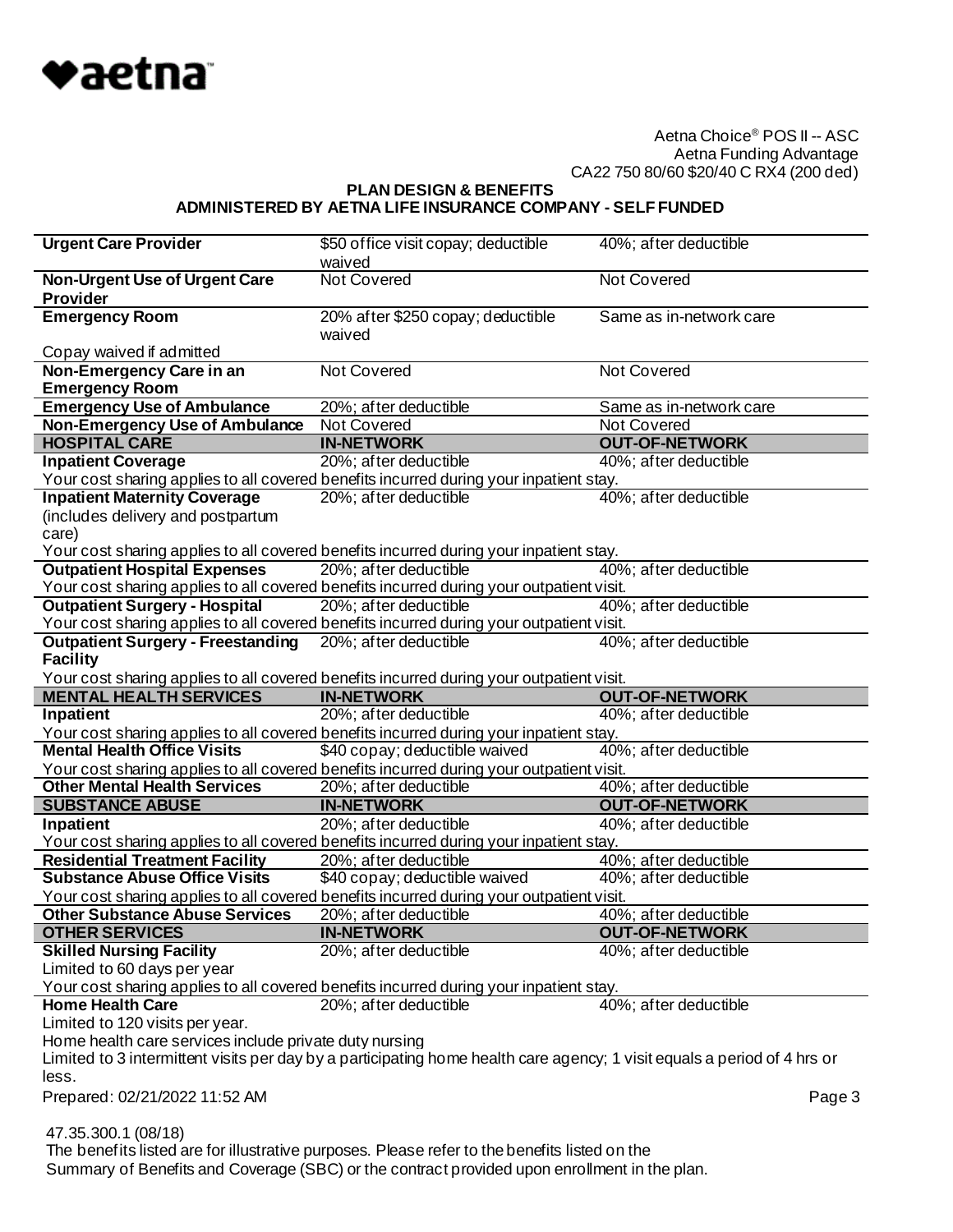Aetna Choice® POS II -- ASC
Aetna Funding Advantage
CA22 750 80/60 $20/40 C RX4 (200 ded)

**PLAN DESIGN & BENEFITS**
**ADMINISTERED BY AETNA LIFE INSURANCE COMPANY - SELF FUNDED**

| | | |
|---|---|---|
| **Urgent Care Provider** | $50 office visit copay; deductible waived | 40%; after deductible |
| **Non-Urgent Use of Urgent Care Provider** | Not Covered | Not Covered |
| **Emergency Room** | 20% after $250 copay; deductible waived | Same as in-network care |
| Copay waived if admitted | | |
| **Non-Emergency Care in an Emergency Room** | Not Covered | Not Covered |
| **Emergency Use of Ambulance** | 20%; after deductible | Same as in-network care |
| **Non-Emergency Use of Ambulance** | Not Covered | Not Covered |
| **HOSPITAL CARE** | **IN-NETWORK** | **OUT-OF-NETWORK** |
| **Inpatient Coverage** | 20%; after deductible | 40%; after deductible |
| Your cost sharing applies to all covered benefits incurred during your inpatient stay. | | |
| **Inpatient Maternity Coverage** (includes delivery and postpartum care) | 20%; after deductible | 40%; after deductible |
| Your cost sharing applies to all covered benefits incurred during your inpatient stay. | | |
| **Outpatient Hospital Expenses** | 20%; after deductible | 40%; after deductible |
| Your cost sharing applies to all covered benefits incurred during your outpatient visit. | | |
| **Outpatient Surgery - Hospital** | 20%; after deductible | 40%; after deductible |
| Your cost sharing applies to all covered benefits incurred during your outpatient visit. | | |
| **Outpatient Surgery - Freestanding Facility** | 20%; after deductible | 40%; after deductible |
| Your cost sharing applies to all covered benefits incurred during your outpatient visit. | | |
| **MENTAL HEALTH SERVICES** | **IN-NETWORK** | **OUT-OF-NETWORK** |
| **Inpatient** | 20%; after deductible | 40%; after deductible |
| Your cost sharing applies to all covered benefits incurred during your inpatient stay. | | |
| **Mental Health Office Visits** | $40 copay; deductible waived | 40%; after deductible |
| Your cost sharing applies to all covered benefits incurred during your outpatient visit. | | |
| **Other Mental Health Services** | 20%; after deductible | 40%; after deductible |
| **SUBSTANCE ABUSE** | **IN-NETWORK** | **OUT-OF-NETWORK** |
| **Inpatient** | 20%; after deductible | 40%; after deductible |
| Your cost sharing applies to all covered benefits incurred during your inpatient stay. | | |
| **Residential Treatment Facility** | 20%; after deductible | 40%; after deductible |
| **Substance Abuse Office Visits** | $40 copay; deductible waived | 40%; after deductible |
| Your cost sharing applies to all covered benefits incurred during your outpatient visit. | | |
| **Other Substance Abuse Services** | 20%; after deductible | 40%; after deductible |
| **OTHER SERVICES** | **IN-NETWORK** | **OUT-OF-NETWORK** |
| **Skilled Nursing Facility** | 20%; after deductible | 40%; after deductible |
| Limited to 60 days per year | | |
| Your cost sharing applies to all covered benefits incurred during your inpatient stay. | | |
| **Home Health Care** | 20%; after deductible | 40%; after deductible |
| Limited to 120 visits per year. | | |
| Home health care services include private duty nursing | | |
| Limited to 3 intermittent visits per day by a participating home health care agency; 1 visit equals a period of 4 hrs or less. | | |

Prepared: 02/21/2022 11:52 AM

47.35.300.1 (08/18)
The benefits listed are for illustrative purposes. Please refer to the benefits listed on the Summary of Benefits and Coverage (SBC) or the contract provided upon enrollment in the plan.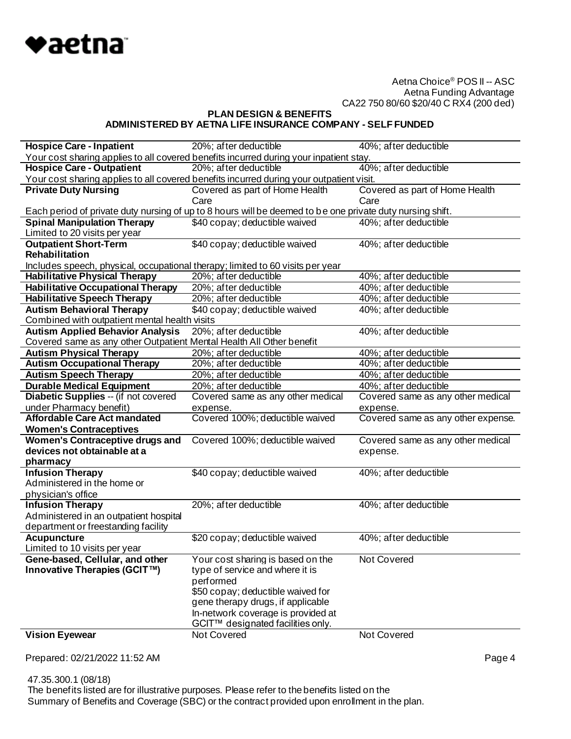Aetna Choice® POS II -- ASC
Aetna Funding Advantage
CA22 750 80/60 $20/40 C RX4 (200 ded)

**PLAN DESIGN & BENEFITS**
**ADMINISTERED BY AETNA LIFE INSURANCE COMPANY - SELF FUNDED**

| | | |
|---|---|---|
| **Hospice Care - Inpatient** | 20%; after deductible | 40%; after deductible |
| Your cost sharing applies to all covered benefits incurred during your inpatient stay. | | |
| **Hospice Care - Outpatient** | 20%; after deductible | 40%; after deductible |
| Your cost sharing applies to all covered benefits incurred during your outpatient visit. | | |
| **Private Duty Nursing** | Covered as part of Home Health Care | Covered as part of Home Health Care |
| Each period of private duty nursing of up to 8 hours will be deemed to be one private duty nursing shift. | | |
| **Spinal Manipulation Therapy** Limited to 20 visits per year | $40 copay; deductible waived | 40%; after deductible |
| **Outpatient Short-Term Rehabilitation** | $40 copay; deductible waived | 40%; after deductible |
| Includes speech, physical, occupational therapy; limited to 60 visits per year | | |
| **Habilitative Physical Therapy** | 20%; after deductible | 40%; after deductible |
| **Habilitative Occupational Therapy** | 20%; after deductible | 40%; after deductible |
| **Habilitative Speech Therapy** | 20%; after deductible | 40%; after deductible |
| **Autism Behavioral Therapy** | $40 copay; deductible waived | 40%; after deductible |
| Combined with outpatient mental health visits | | |
| **Autism Applied Behavior Analysis** | 20%; after deductible | 40%; after deductible |
| Covered same as any other Outpatient Mental Health All Other benefit | | |
| **Autism Physical Therapy** | 20%; after deductible | 40%; after deductible |
| **Autism Occupational Therapy** | 20%; after deductible | 40%; after deductible |
| **Autism Speech Therapy** | 20%; after deductible | 40%; after deductible |
| **Durable Medical Equipment** | 20%; after deductible | 40%; after deductible |
| **Diabetic Supplies** -- (if not covered under Pharmacy benefit) | Covered same as any other medical expense. | Covered same as any other medical expense. |
| **Affordable Care Act mandated Women's Contraceptives** | Covered 100%; deductible waived | Covered same as any other expense. |
| **Women's Contraceptive drugs and devices not obtainable at a pharmacy** | Covered 100%; deductible waived | Covered same as any other medical expense. |
| **Infusion Therapy** Administered in the home or physician's office | $40 copay; deductible waived | 40%; after deductible |
| **Infusion Therapy** Administered in an outpatient hospital department or freestanding facility | 20%; after deductible | 40%; after deductible |
| **Acupuncture** Limited to 10 visits per year | $20 copay; deductible waived | 40%; after deductible |
| **Gene-based, Cellular, and other Innovative Therapies (GCIT™)** | Your cost sharing is based on the type of service and where it is performed<br>$50 copay; deductible waived for gene therapy drugs, if applicable<br>In-network coverage is provided at GCIT™ designated facilities only. | Not Covered |
| **Vision Eyewear** | Not Covered | Not Covered |

Prepared: 02/21/2022 11:52 AM

47.35.300.1 (08/18)
The benefits listed are for illustrative purposes. Please refer to the benefits listed on the Summary of Benefits and Coverage (SBC) or the contract provided upon enrollment in the plan.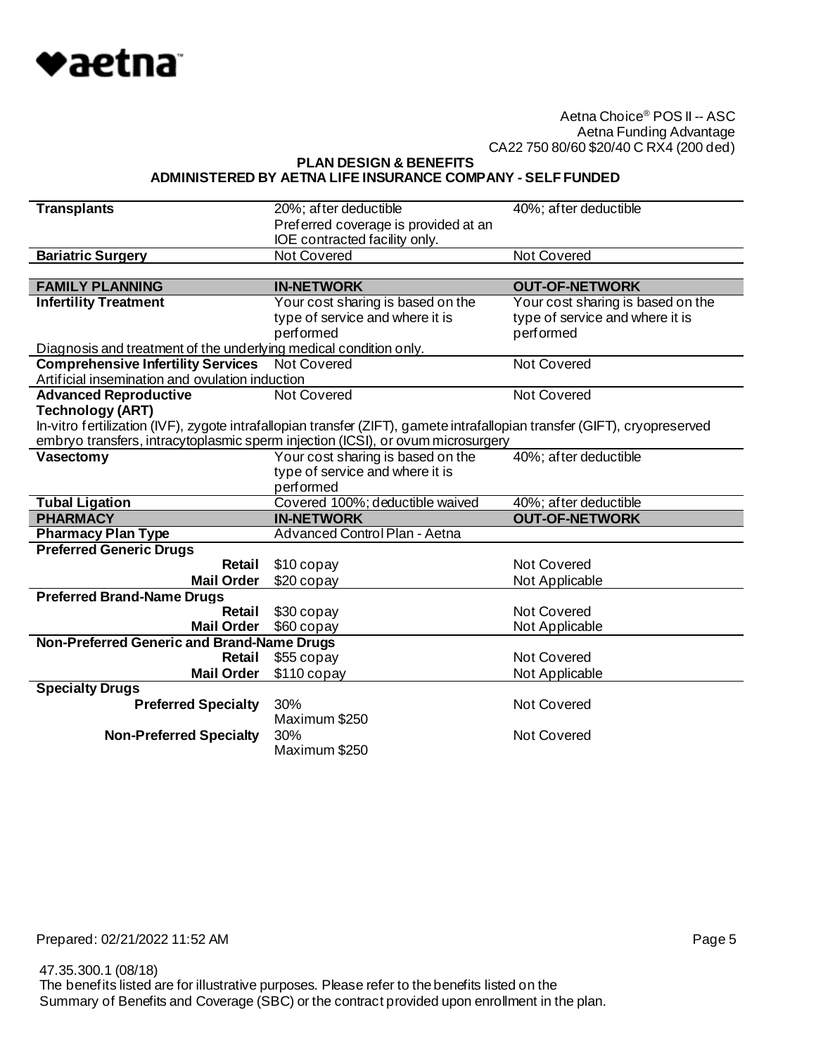Aetna Choice® POS II -- ASC
Aetna Funding Advantage
CA22 750 80/60 $20/40 C RX4 (200 ded)

**PLAN DESIGN & BENEFITS**
**ADMINISTERED BY AETNA LIFE INSURANCE COMPANY - SELF FUNDED**

| | | |
|---|---|---|
| **Transplants** | 20%; after deductible<br>Preferred coverage is provided at an IOE contracted facility only. | 40%; after deductible |
| **Bariatric Surgery** | Not Covered | Not Covered |

| **FAMILY PLANNING** | **IN-NETWORK** | **OUT-OF-NETWORK** |
|---|---|---|
| **Infertility Treatment** | Your cost sharing is based on the type of service and where it is performed | Your cost sharing is based on the type of service and where it is performed |
| Diagnosis and treatment of the underlying medical condition only. | | |
| **Comprehensive Infertility Services** | Not Covered | Not Covered |
| Artificial insemination and ovulation induction | | |
| **Advanced Reproductive Technology (ART)** | Not Covered | Not Covered |
| In-vitro fertilization (IVF), zygote intrafallopian transfer (ZIFT), gamete intrafallopian transfer (GIFT), cryopreserved embryo transfers, intracytoplasmic sperm injection (ICSI), or ovum microsurgery | | |
| **Vasectomy** | Your cost sharing is based on the type of service and where it is performed | 40%; after deductible |
| **Tubal Ligation** | Covered 100%; deductible waived | 40%; after deductible |

| **PHARMACY** | **IN-NETWORK** | **OUT-OF-NETWORK** |
|---|---|---|
| **Pharmacy Plan Type** | Advanced Control Plan - Aetna | |
| **Preferred Generic Drugs** | | |
| **Retail** | $10 copay | Not Covered |
| **Mail Order** | $20 copay | Not Applicable |
| **Preferred Brand-Name Drugs** | | |
| **Retail** | $30 copay | Not Covered |
| **Mail Order** | $60 copay | Not Applicable |
| **Non-Preferred Generic and Brand-Name Drugs** | | |
| **Retail** | $55 copay | Not Covered |
| **Mail Order** | $110 copay | Not Applicable |
| **Specialty Drugs** | | |
| **Preferred Specialty** | 30%<br>Maximum $250 | Not Covered |
| **Non-Preferred Specialty** | 30%<br>Maximum $250 | Not Covered |

Prepared: 02/21/2022 11:52 AM

47.35.300.1 (08/18)
The benefits listed are for illustrative purposes. Please refer to the benefits listed on the Summary of Benefits and Coverage (SBC) or the contract provided upon enrollment in the plan.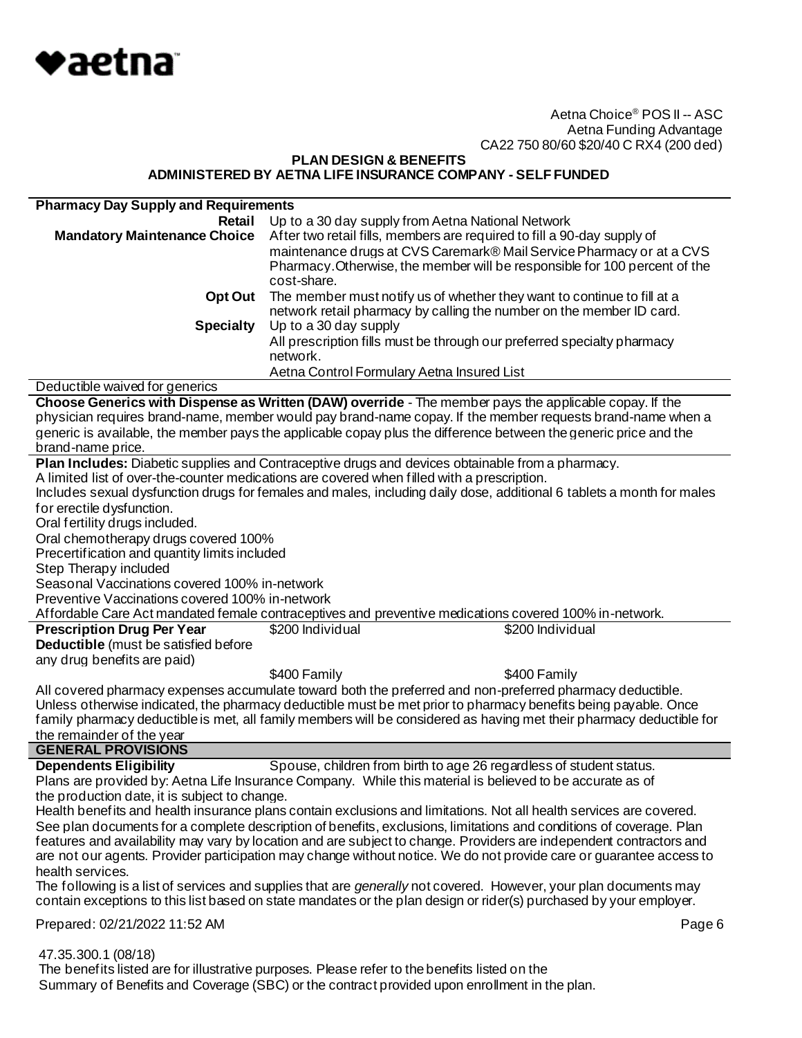Aetna Choice® POS II -- ASC
Aetna Funding Advantage
CA22 750 80/60 $20/40 C RX4 (200 ded)

**PLAN DESIGN & BENEFITS**
**ADMINISTERED BY AETNA LIFE INSURANCE COMPANY - SELF FUNDED**

| **Pharmacy Day Supply and Requirements** | |
|---|---|
| **Retail** | Up to a 30 day supply from Aetna National Network |
| **Mandatory Maintenance Choice** | After two retail fills, members are required to fill a 90-day supply of maintenance drugs at CVS Caremark® Mail Service Pharmacy or at a CVS Pharmacy. Otherwise, the member will be responsible for 100 percent of the cost-share. |
| **Opt Out** | The member must notify us of whether they want to continue to fill at a network retail pharmacy by calling the number on the member ID card. |
| **Specialty** | Up to a 30 day supply<br>All prescription fills must be through our preferred specialty pharmacy network.<br>Aetna Control Formulary Aetna Insured List |

Deductible waived for generics

**Choose Generics with Dispense as Written (DAW) override** - The member pays the applicable copay. If the physician requires brand-name, member would pay brand-name copay. If the member requests brand-name when a generic is available, the member pays the applicable copay plus the difference between the generic price and the brand-name price.

**Plan Includes:** Diabetic supplies and Contraceptive drugs and devices obtainable from a pharmacy.
A limited list of over-the-counter medications are covered when filled with a prescription.
Includes sexual dysfunction drugs for females and males, including daily dose, additional 6 tablets a month for males for erectile dysfunction.
Oral fertility drugs included.
Oral chemotherapy drugs covered 100%
Precertification and quantity limits included
Step Therapy included
Seasonal Vaccinations covered 100% in-network
Preventive Vaccinations covered 100% in-network
Affordable Care Act mandated female contraceptives and preventive medications covered 100% in-network.

| | | |
|---|---|---|
| **Prescription Drug Per Year Deductible** (must be satisfied before any drug benefits are paid) | $200 Individual | $200 Individual |
| | $400 Family | $400 Family |

All covered pharmacy expenses accumulate toward both the preferred and non-preferred pharmacy deductible. Unless otherwise indicated, the pharmacy deductible must be met prior to pharmacy benefits being payable. Once family pharmacy deductible is met, all family members will be considered as having met their pharmacy deductible for the remainder of the year

## GENERAL PROVISIONS

**Dependents Eligibility** Spouse, children from birth to age 26 regardless of student status.

Plans are provided by: Aetna Life Insurance Company. While this material is believed to be accurate as of the production date, it is subject to change.

Health benefits and health insurance plans contain exclusions and limitations. Not all health services are covered. See plan documents for a complete description of benefits, exclusions, limitations and conditions of coverage. Plan features and availability may vary by location and are subject to change. Providers are independent contractors and are not our agents. Provider participation may change without notice. We do not provide care or guarantee access to health services.

The following is a list of services and supplies that are *generally* not covered. However, your plan documents may contain exceptions to this list based on state mandates or the plan design or rider(s) purchased by your employer.

Prepared: 02/21/2022 11:52 AM

47.35.300.1 (08/18)
The benefits listed are for illustrative purposes. Please refer to the benefits listed on the Summary of Benefits and Coverage (SBC) or the contract provided upon enrollment in the plan.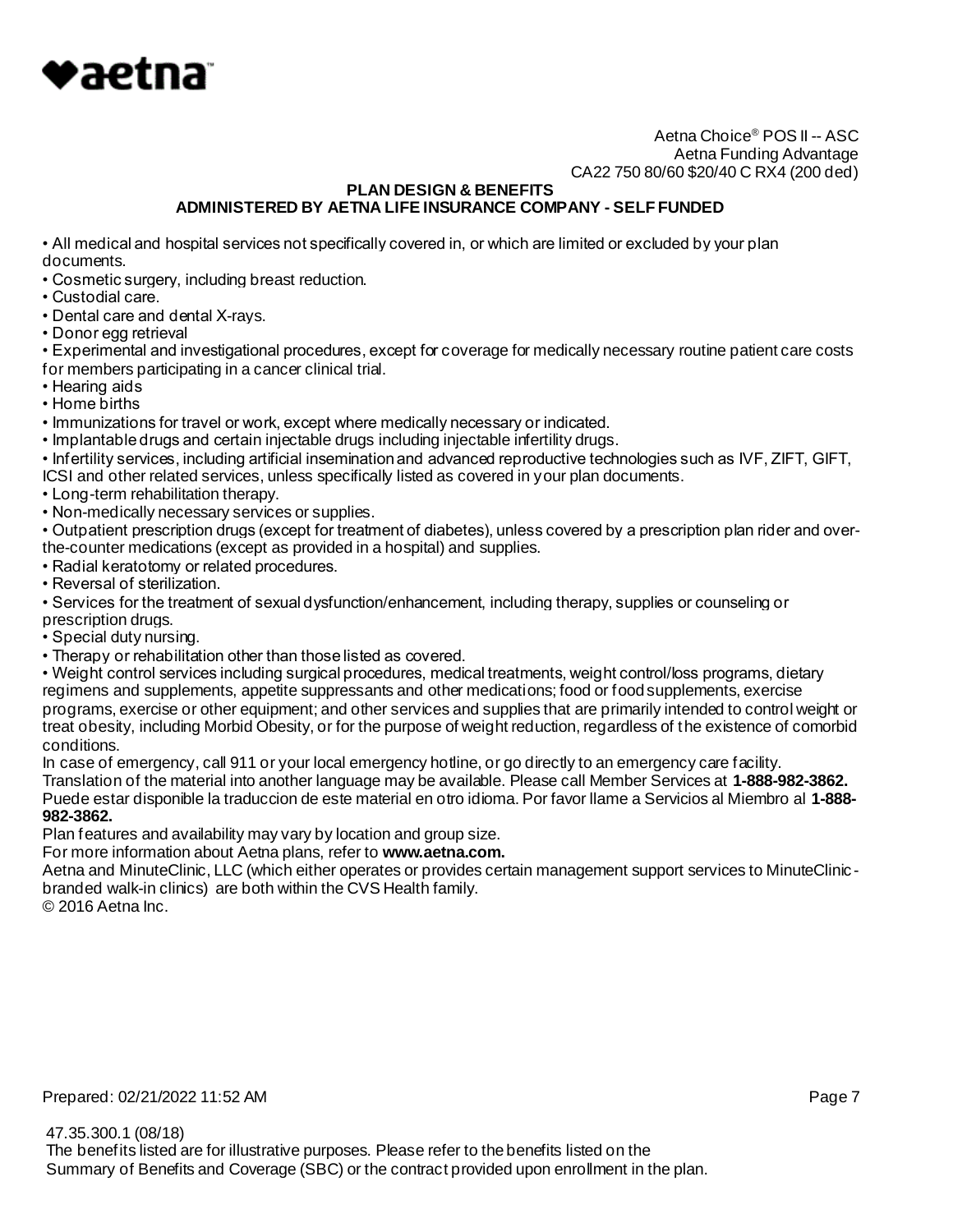Aetna Choice® POS II -- ASC
Aetna Funding Advantage
CA22 750 80/60 $20/40 C RX4 (200 ded)

**PLAN DESIGN & BENEFITS**
**ADMINISTERED BY AETNA LIFE INSURANCE COMPANY - SELF FUNDED**

- All medical and hospital services not specifically covered in, or which are limited or excluded by your plan documents.
- Cosmetic surgery, including breast reduction.
- Custodial care.
- Dental care and dental X-rays.
- Donor egg retrieval
- Experimental and investigational procedures, except for coverage for medically necessary routine patient care costs for members participating in a cancer clinical trial.
- Hearing aids
- Home births
- Immunizations for travel or work, except where medically necessary or indicated.
- Implantable drugs and certain injectable drugs including injectable infertility drugs.
- Infertility services, including artificial insemination and advanced reproductive technologies such as IVF, ZIFT, GIFT, ICSI and other related services, unless specifically listed as covered in your plan documents.
- Long-term rehabilitation therapy.
- Non-medically necessary services or supplies.
- Outpatient prescription drugs (except for treatment of diabetes), unless covered by a prescription plan rider and over-the-counter medications (except as provided in a hospital) and supplies.
- Radial keratotomy or related procedures.
- Reversal of sterilization.
- Services for the treatment of sexual dysfunction/enhancement, including therapy, supplies or counseling or prescription drugs.
- Special duty nursing.
- Therapy or rehabilitation other than those listed as covered.
- Weight control services including surgical procedures, medical treatments, weight control/loss programs, dietary regimens and supplements, appetite suppressants and other medications; food or food supplements, exercise programs, exercise or other equipment; and other services and supplies that are primarily intended to control weight or treat obesity, including Morbid Obesity, or for the purpose of weight reduction, regardless of the existence of comorbid conditions.

In case of emergency, call 911 or your local emergency hotline, or go directly to an emergency care facility.
Translation of the material into another language may be available. Please call Member Services at **1-888-982-3862.**
Puede estar disponible la traduccion de este material en otro idioma. Por favor llame a Servicios al Miembro al **1-888-982-3862.**
Plan features and availability may vary by location and group size.
For more information about Aetna plans, refer to **www.aetna.com.**
Aetna and MinuteClinic, LLC (which either operates or provides certain management support services to MinuteClinic-branded walk-in clinics) are both within the CVS Health family.
© 2016 Aetna Inc.

Prepared: 02/21/2022 11:52 AM

47.35.300.1 (08/18)
The benefits listed are for illustrative purposes. Please refer to the benefits listed on the Summary of Benefits and Coverage (SBC) or the contract provided upon enrollment in the plan.